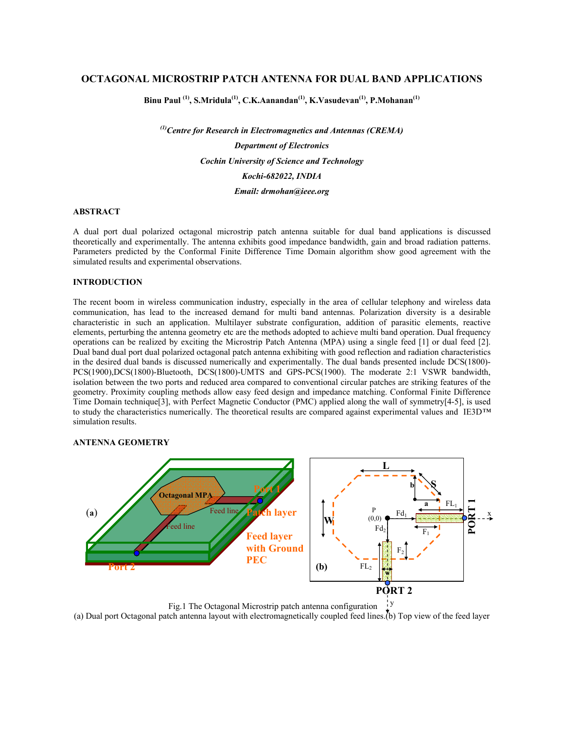# OCTAGONAL MICROSTRIP PATCH ANTENNA FOR DUAL BAND APPLICATIONS

**Binu Paul [1], S.Mridula[1], C.K.Aanandan[1], K.Vasudevan[1], P.Mohanan[1]**

*[1]Centre for Research in Electromagnetics and Antennas (CREMA)*
*Department of Electronics*
*Cochin University of Science and Technology*
*Kochi-682022, INDIA*
*Email: drmohan@ieee.org*

## ABSTRACT

A dual port dual polarized octagonal microstrip patch antenna suitable for dual band applications is discussed theoretically and experimentally. The antenna exhibits good impedance bandwidth, gain and broad radiation patterns. Parameters predicted by the Conformal Finite Difference Time Domain algorithm show good agreement with the simulated results and experimental observations.

## INTRODUCTION

The recent boom in wireless communication industry, especially in the area of cellular telephony and wireless data communication, has lead to the increased demand for multi band antennas. Polarization diversity is a desirable characteristic in such an application. Multilayer substrate configuration, addition of parasitic elements, reactive elements, perturbing the antenna geometry etc are the methods adopted to achieve multi band operation. Dual frequency operations can be realized by exciting the Microstrip Patch Antenna (MPA) using a single feed [1] or dual feed [2]. Dual band dual port dual polarized octagonal patch antenna exhibiting with good reflection and radiation characteristics in the desired dual bands is discussed numerically and experimentally. The dual bands presented include DCS(1800)-PCS(1900),DCS(1800)-Bluetooth, DCS(1800)-UMTS and GPS-PCS(1900). The moderate 2:1 VSWR bandwidth, isolation between the two ports and reduced area compared to conventional circular patches are striking features of the geometry. Proximity coupling methods allow easy feed design and impedance matching. Conformal Finite Difference Time Domain technique[3], with Perfect Magnetic Conductor (PMC) applied along the wall of symmetry[4-5], is used to study the characteristics numerically. The theoretical results are compared against experimental values and IE3D™ simulation results.

## ANTENNA GEOMETRY

Fig.1 The Octagonal Microstrip patch antenna configuration
(a) Dual port Octagonal patch antenna layout with electromagnetically coupled feed lines.(b) Top view of the feed layer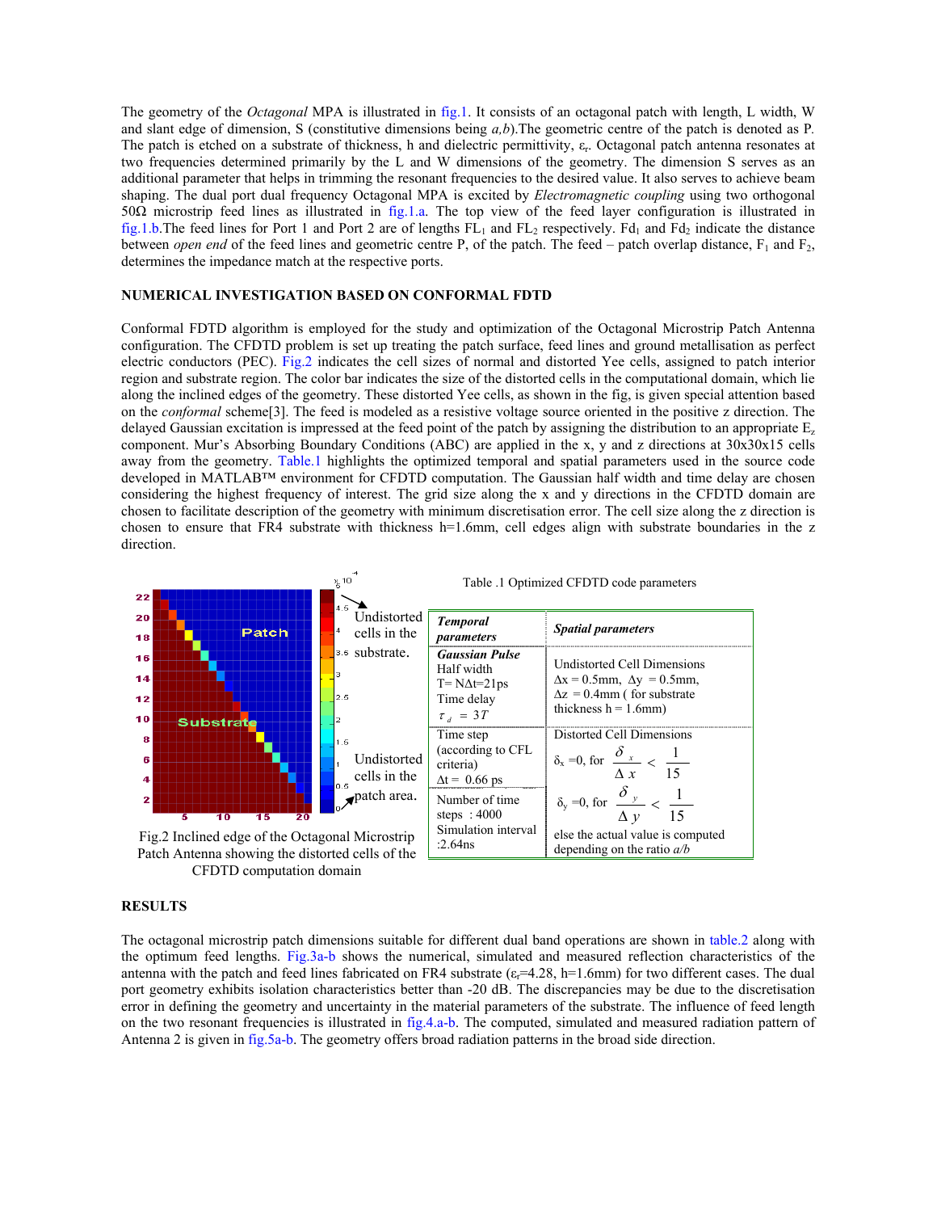The geometry of the *Octagonal* MPA is illustrated in fig.1. It consists of an octagonal patch with length, L width, W and slant edge of dimension, S (constitutive dimensions being *a,b*).The geometric centre of the patch is denoted as P. The patch is etched on a substrate of thickness, h and dielectric permittivity, $\varepsilon_r$. Octagonal patch antenna resonates at two frequencies determined primarily by the L and W dimensions of the geometry. The dimension S serves as an additional parameter that helps in trimming the resonant frequencies to the desired value. It also serves to achieve beam shaping. The dual port dual frequency Octagonal MPA is excited by *Electromagnetic coupling* using two orthogonal 50Ω microstrip feed lines as illustrated in fig.1.a. The top view of the feed layer configuration is illustrated in fig.1.b.The feed lines for Port 1 and Port 2 are of lengths $FL_1$ and $FL_2$ respectively. $Fd_1$ and $Fd_2$ indicate the distance between *open end* of the feed lines and geometric centre P, of the patch. The feed – patch overlap distance, $F_1$ and $F_2$, determines the impedance match at the respective ports.

## NUMERICAL INVESTIGATION BASED ON CONFORMAL FDTD

Conformal FDTD algorithm is employed for the study and optimization of the Octagonal Microstrip Patch Antenna configuration. The CFDTD problem is set up treating the patch surface, feed lines and ground metallisation as perfect electric conductors (PEC). Fig.2 indicates the cell sizes of normal and distorted Yee cells, assigned to patch interior region and substrate region. The color bar indicates the size of the distorted cells in the computational domain, which lie along the inclined edges of the geometry. These distorted Yee cells, as shown in the fig, is given special attention based on the *conformal* scheme[3]. The feed is modeled as a resistive voltage source oriented in the positive z direction. The delayed Gaussian excitation is impressed at the feed point of the patch by assigning the distribution to an appropriate $E_z$ component. Mur's Absorbing Boundary Conditions (ABC) are applied in the x, y and z directions at 30x30x15 cells away from the geometry. Table.1 highlights the optimized temporal and spatial parameters used in the source code developed in MATLAB™ environment for CFDTD computation. The Gaussian half width and time delay are chosen considering the highest frequency of interest. The grid size along the x and y directions in the CFDTD domain are chosen to facilitate description of the geometry with minimum discretisation error. The cell size along the z direction is chosen to ensure that FR4 substrate with thickness h=1.6mm, cell edges align with substrate boundaries in the z direction.

Fig.2 Inclined edge of the Octagonal Microstrip Patch Antenna showing the distorted cells of the CFDTD computation domain

Table .1 Optimized CFDTD code parameters

| ***Temporal parameters*** | ***Spatial parameters*** |
|---|---|
| ***Gaussian Pulse*** Half width $T = N\Delta t$=21ps Time delay $\tau_d = 3T$ | Undistorted Cell Dimensions $\Delta x$ = 0.5mm, $\Delta y$ = 0.5mm, $\Delta z$ = 0.4mm ( for substrate thickness h = 1.6mm) |
| Time step (according to CFL criteria) $\Delta t$ = 0.66 ps | Distorted Cell Dimensions $\delta_x$ =0, for $\frac{\delta_x}{\Delta x} < \frac{1}{15}$ |
| Number of time steps : 4000 Simulation interval :2.64ns | $\delta_y$ =0, for $\frac{\delta_y}{\Delta y} < \frac{1}{15}$ else the actual value is computed depending on the ratio *a/b* |

## RESULTS

The octagonal microstrip patch dimensions suitable for different dual band operations are shown in table.2 along with the optimum feed lengths. Fig.3a-b shows the numerical, simulated and measured reflection characteristics of the antenna with the patch and feed lines fabricated on FR4 substrate ($\varepsilon_r$=4.28, h=1.6mm) for two different cases. The dual port geometry exhibits isolation characteristics better than -20 dB. The discrepancies may be due to the discretisation error in defining the geometry and uncertainty in the material parameters of the substrate. The influence of feed length on the two resonant frequencies is illustrated in fig.4.a-b. The computed, simulated and measured radiation pattern of Antenna 2 is given in fig.5a-b. The geometry offers broad radiation patterns in the broad side direction.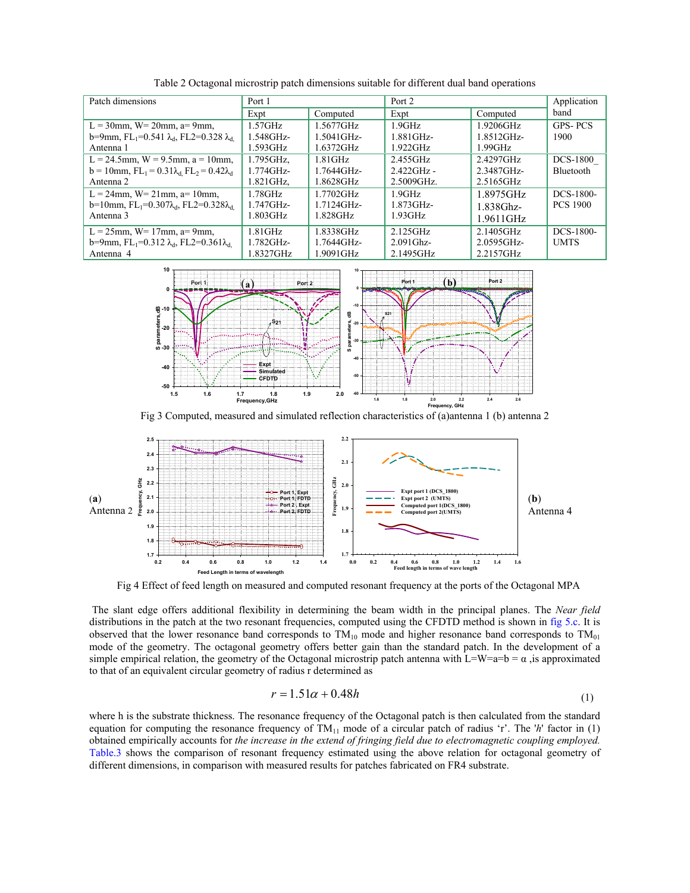Table 2 Octagonal microstrip patch dimensions suitable for different dual band operations

| Patch dimensions | Port 1 | | Port 2 | | Application band |
|---|---|---|---|---|---|
| | Expt | Computed | Expt | Computed | |
| L = 30mm, W= 20mm, a= 9mm, b=9mm, $FL_1$=0.541 $\lambda_d$, FL2=0.328 $\lambda_d$, Antenna 1 | 1.57GHz 1.548GHz-1.593GHz | 1.5677GHz 1.5041GHz-1.6372GHz | 1.9GHz 1.881GHz-1.922GHz | 1.9206GHz 1.8512GHz-1.99GHz | GPS- PCS 1900 |
| L = 24.5mm, W = 9.5mm, a = 10mm, b = 10mm, $FL_1$ = 0.31$\lambda_d$, $FL_2$ = 0.42$\lambda_d$ Antenna 2 | 1.795GHz, 1.774GHz-1.821GHz, | 1.81GHz 1.7644GHz-1.8628GHz | 2.455GHz 2.422GHz - 2.5009GHz. | 2.4297GHz 2.3487GHz-2.5165GHz | DCS-1800_ Bluetooth |
| L = 24mm, W= 21mm, a= 10mm, b=10mm, $FL_1$=0.307$\lambda_d$, FL2=0.328$\lambda_d$, Antenna 3 | 1.78GHz 1.747GHz-1.803GHz | 1.7702GHz 1.7124GHz-1.828GHz | 1.9GHz 1.873GHz-1.93GHz | 1.8975GHz 1.838Ghz-1.9611GHz | DCS-1800-PCS 1900 |
| L = 25mm, W= 17mm, a= 9mm, b=9mm, $FL_1$=0.312 $\lambda_d$, FL2=0.361$\lambda_d$, Antenna 4 | 1.81GHz 1.782GHz-1.8327GHz | 1.8338GHz 1.7644GHz-1.9091GHz | 2.125GHz 2.091Ghz-2.1495GHz | 2.1405GHz 2.0595GHz-2.2157GHz | DCS-1800-UMTS |

Fig 3 Computed, measured and simulated reflection characteristics of (a)antenna 1 (b) antenna 2

(a) Antenna 2

(b) Antenna 4

Fig 4 Effect of feed length on measured and computed resonant frequency at the ports of the Octagonal MPA

The slant edge offers additional flexibility in determining the beam width in the principal planes. The *Near field* distributions in the patch at the two resonant frequencies, computed using the CFDTD method is shown in fig 5.c. It is observed that the lower resonance band corresponds to $TM_{10}$ mode and higher resonance band corresponds to $TM_{01}$ mode of the geometry. The octagonal geometry offers better gain than the standard patch. In the development of a simple empirical relation, the geometry of the Octagonal microstrip patch antenna with L=W=a=b = $\alpha$ ,is approximated to that of an equivalent circular geometry of radius r determined as

$$r = 1.51\alpha + 0.48h \tag{1}$$

where h is the substrate thickness. The resonance frequency of the Octagonal patch is then calculated from the standard equation for computing the resonance frequency of $TM_{11}$ mode of a circular patch of radius 'r'. The '*h*' factor in (1) obtained empirically accounts for *the increase in the extend of fringing field due to electromagnetic coupling employed.* Table.3 shows the comparison of resonant frequency estimated using the above relation for octagonal geometry of different dimensions, in comparison with measured results for patches fabricated on FR4 substrate.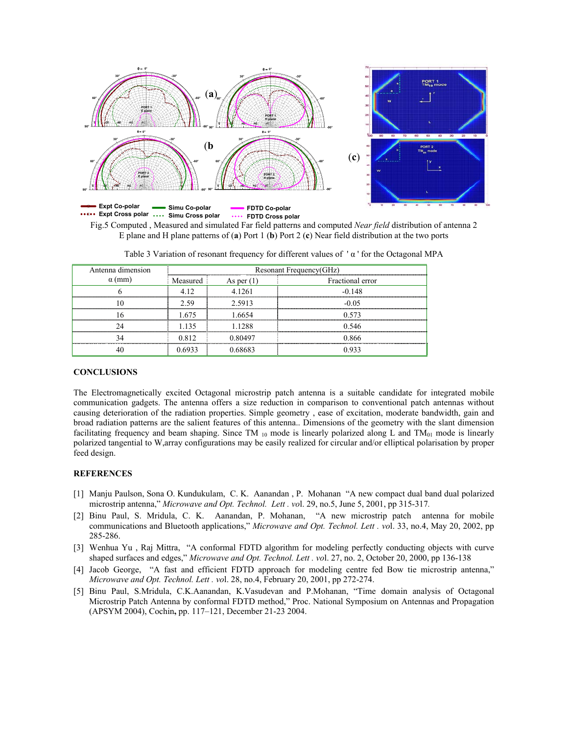(a)

(b

(c)

Expt Co-polar
Expt Cross polar
Simu Co-polar
Simu Cross polar
FDTD Co-polar
FDTD Cross polar

Fig.5 Computed , Measured and simulated Far field patterns and computed *Near field* distribution of antenna 2 E plane and H plane patterns of (**a**) Port 1 (**b**) Port 2 (**c**) Near field distribution at the two ports

Table 3 Variation of resonant frequency for different values of ' α ' for the Octagonal MPA

| Antenna dimension α (mm) | Resonant Frequency(GHz) | | |
|---|---|---|---|
| | Measured | As per (1) | Fractional error |
| 6 | 4.12 | 4.1261 | -0.148 |
| 10 | 2.59 | 2.5913 | -0.05 |
| 16 | 1.675 | 1.6654 | 0.573 |
| 24 | 1.135 | 1.1288 | 0.546 |
| 34 | 0.812 | 0.80497 | 0.866 |
| 40 | 0.6933 | 0.68683 | 0.933 |

## CONCLUSIONS

The Electromagnetically excited Octagonal microstrip patch antenna is a suitable candidate for integrated mobile communication gadgets. The antenna offers a size reduction in comparison to conventional patch antennas without causing deterioration of the radiation properties. Simple geometry , ease of excitation, moderate bandwidth, gain and broad radiation patterns are the salient features of this antenna.. Dimensions of the geometry with the slant dimension facilitating frequency and beam shaping. Since $TM_{10}$ mode is linearly polarized along L and $TM_{01}$ mode is linearly polarized tangential to W,array configurations may be easily realized for circular and/or elliptical polarisation by proper feed design.

## REFERENCES

[1] Manju Paulson, Sona O. Kundukulam, C. K. Aanandan , P. Mohanan "A new compact dual band dual polarized microstrip antenna," *Microwave and Opt. Technol. Lett . vo*l. 29, no.5, June 5, 2001, pp 315-317*.*

[2] Binu Paul, S. Mridula, C. K. Aanandan, P. Mohanan, "A new microstrip patch antenna for mobile communications and Bluetooth applications," *Microwave and Opt. Technol. Lett . vo*l. 33, no.4, May 20, 2002, pp 285-286.

[3] Wenhua Yu , Raj Mittra, "A conformal FDTD algorithm for modeling perfectly conducting objects with curve shaped surfaces and edges," *Microwave and Opt. Technol. Lett . vo*l. 27, no. 2, October 20, 2000, pp 136-138

[4] Jacob George, "A fast and efficient FDTD approach for modeling centre fed Bow tie microstrip antenna," *Microwave and Opt. Technol. Lett . vo*l. 28, no.4, February 20, 2001, pp 272-274.

[5] Binu Paul, S.Mridula, C.K.Aanandan, K.Vasudevan and P.Mohanan, "Time domain analysis of Octagonal Microstrip Patch Antenna by conformal FDTD method," Proc. National Symposium on Antennas and Propagation (APSYM 2004), Cochin**,** pp. 117–121, December 21-23 2004.